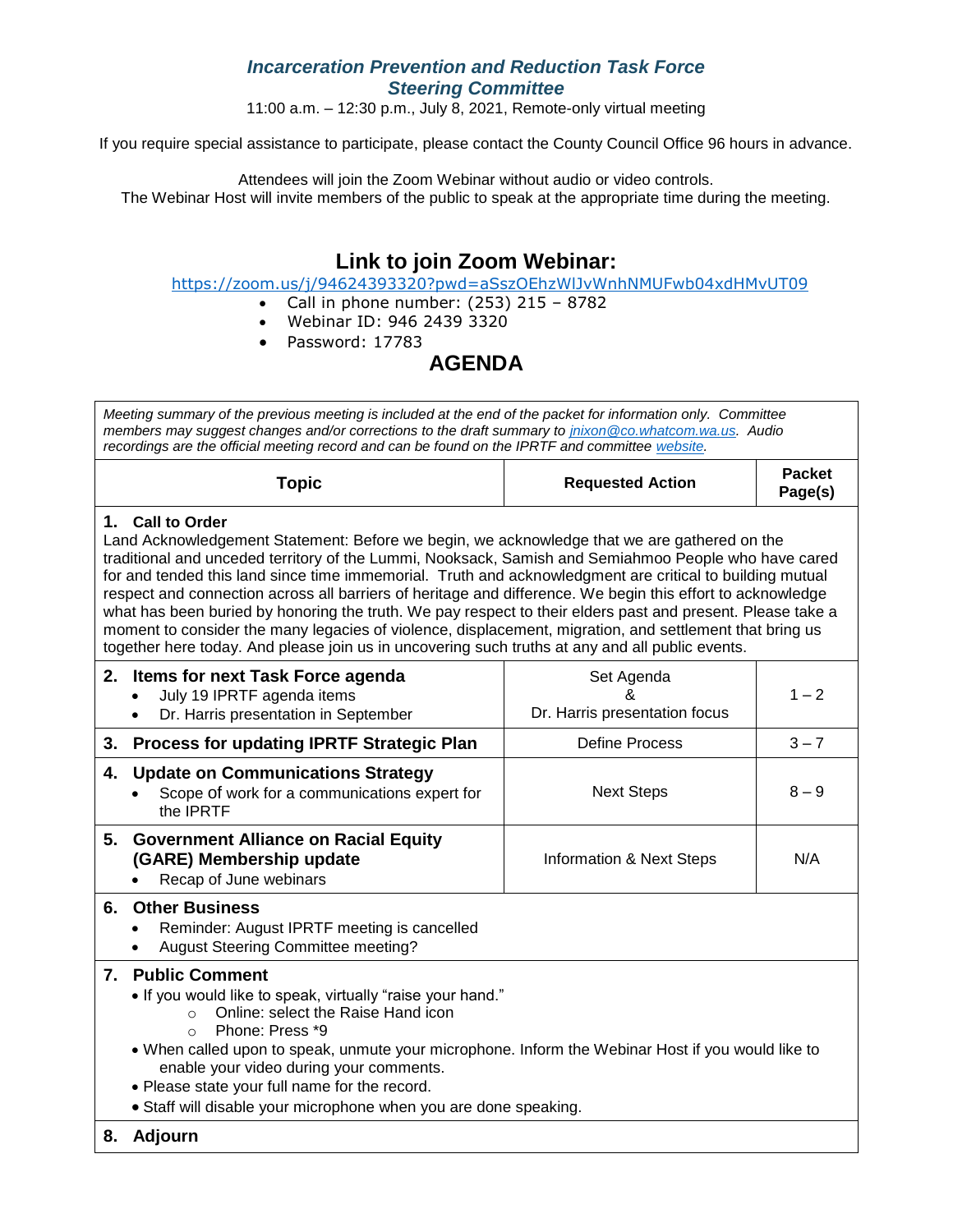# *Incarceration Prevention and Reduction Task Force*
## *Steering Committee*

11:00 a.m. – 12:30 p.m., July 8, 2021, Remote-only virtual meeting

If you require special assistance to participate, please contact the County Council Office 96 hours in advance.

Attendees will join the Zoom Webinar without audio or video controls.
The Webinar Host will invite members of the public to speak at the appropriate time during the meeting.

## Link to join Zoom Webinar:

https://zoom.us/j/94624393320?pwd=aSszOEhzWlJvWnhNMUFwb04xdHMvUT09

- Call in phone number: (253) 215 – 8782
- Webinar ID: 946 2439 3320
- Password: 17783

## AGENDA

*Meeting summary of the previous meeting is included at the end of the packet for information only. Committee members may suggest changes and/or corrections to the draft summary to jnixon@co.whatcom.wa.us. Audio recordings are the official meeting record and can be found on the IPRTF and committee website.*

| Topic | Requested Action | Packet Page(s) |
|---|---|---|
| **1. Call to Order**<br>Land Acknowledgement Statement: Before we begin, we acknowledge that we are gathered on the traditional and unceded territory of the Lummi, Nooksack, Samish and Semiahmoo People who have cared for and tended this land since time immemorial. Truth and acknowledgment are critical to building mutual respect and connection across all barriers of heritage and difference. We begin this effort to acknowledge what has been buried by honoring the truth. We pay respect to their elders past and present. Please take a moment to consider the many legacies of violence, displacement, migration, and settlement that bring us together here today. And please join us in uncovering such truths at any and all public events. | | |
| **2. Items for next Task Force agenda**<br>• July 19 IPRTF agenda items<br>• Dr. Harris presentation in September | Set Agenda & Dr. Harris presentation focus | 1 – 2 |
| **3. Process for updating IPRTF Strategic Plan** | Define Process | 3 – 7 |
| **4. Update on Communications Strategy**<br>• Scope of work for a communications expert for the IPRTF | Next Steps | 8 – 9 |
| **5. Government Alliance on Racial Equity (GARE) Membership update**<br>• Recap of June webinars | Information & Next Steps | N/A |
| **6. Other Business**<br>• Reminder: August IPRTF meeting is cancelled<br>• August Steering Committee meeting? | | |
| **7. Public Comment**<br>• If you would like to speak, virtually "raise your hand."<br>  ○ Online: select the Raise Hand icon<br>  ○ Phone: Press *9<br>• When called upon to speak, unmute your microphone. Inform the Webinar Host if you would like to enable your video during your comments.<br>• Please state your full name for the record.<br>• Staff will disable your microphone when you are done speaking. | | |
| **8. Adjourn** | | |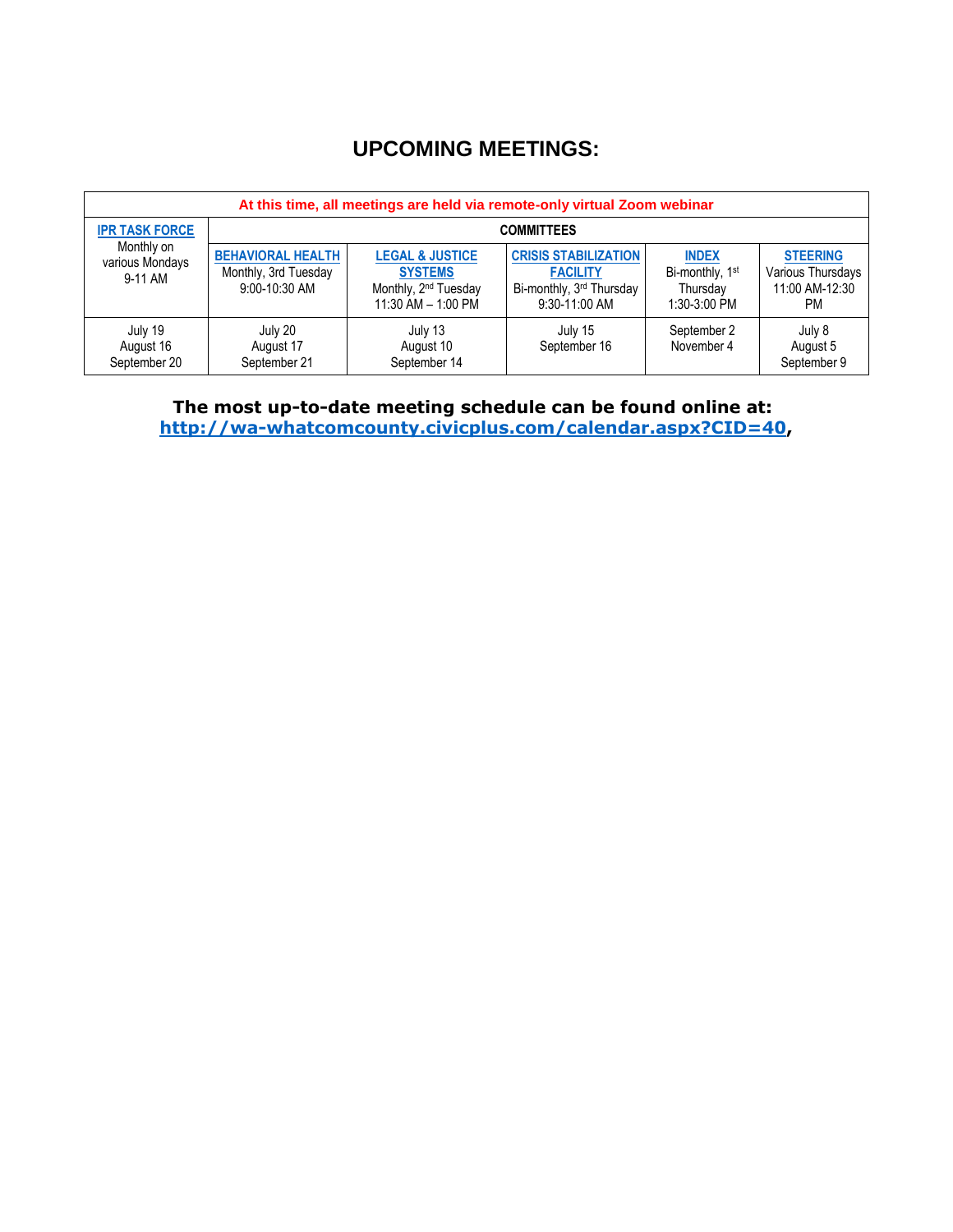# UPCOMING MEETINGS:

| At this time, all meetings are held via remote-only virtual Zoom webinar | | | | | |
|---|---|---|---|---|---|
| **IPR TASK FORCE** Monthly on various Mondays 9-11 AM | **COMMITTEES** | | | | |
| | **BEHAVIORAL HEALTH** Monthly, 3rd Tuesday 9:00-10:30 AM | **LEGAL & JUSTICE SYSTEMS** Monthly, 2nd Tuesday 11:30 AM – 1:00 PM | **CRISIS STABILIZATION FACILITY** Bi-monthly, 3rd Thursday 9:30-11:00 AM | **INDEX** Bi-monthly, 1st Thursday 1:30-3:00 PM | **STEERING** Various Thursdays 11:00 AM-12:30 PM |
| July 19<br>August 16<br>September 20 | July 20<br>August 17<br>September 21 | July 13<br>August 10<br>September 14 | July 15<br>September 16 | September 2<br>November 4 | July 8<br>August 5<br>September 9 |

**The most up-to-date meeting schedule can be found online at: http://wa-whatcomcounty.civicplus.com/calendar.aspx?CID=40,**